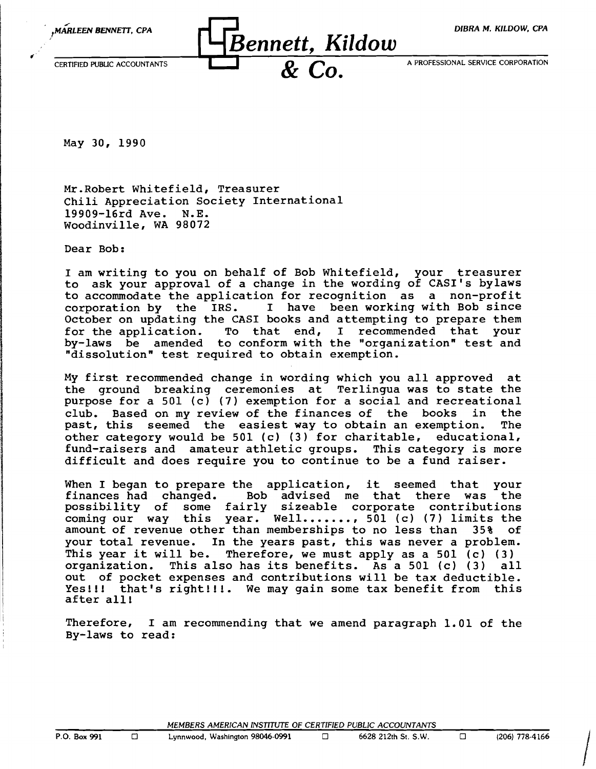MARLEEN BENNETT, CPA

CERTIFIED PUBLIC ACCOUNTANTS

**Bennett, Kildow & Co.**

DIBRA M. KILDOW, CPA

A PROFESSIONAL SERVICE CORPORATION

May 30, 1990

Mr.Robert Whitefield, Treasurer
Chili Appreciation Society International
19909-16rd Ave. N.E.
Woodinville, WA 98072

Dear Bob:

I am writing to you on behalf of Bob Whitefield, your treasurer to ask your approval of a change in the wording of CASI's bylaws to accommodate the application for recognition as a non-profit corporation by the IRS. I have been working with Bob since October on updating the CASI books and attempting to prepare them for the application. To that end, I recommended that your by-laws be amended to conform with the "organization" test and "dissolution" test required to obtain exemption.

My first recommended change in wording which you all approved at the ground breaking ceremonies at Terlingua was to state the purpose for a 501 (c) (7) exemption for a social and recreational club. Based on my review of the finances of the books in the past, this seemed the easiest way to obtain an exemption. The other category would be 501 (c) (3) for charitable, educational, fund-raisers and amateur athletic groups. This category is more difficult and does require you to continue to be a fund raiser.

When I began to prepare the application, it seemed that your finances had changed. Bob advised me that there was the possibility of some fairly sizeable corporate contributions coming our way this year. Well......., 501 (c) (7) limits the amount of revenue other than memberships to no less than 35% of your total revenue. In the years past, this was never a problem. This year it will be. Therefore, we must apply as a 501 (c) (3) organization. This also has its benefits. As a 501 (c) (3) all out of pocket expenses and contributions will be tax deductible. Yes!!! that's right!!!. We may gain some tax benefit from this after all!

Therefore, I am recommending that we amend paragraph 1.01 of the By-laws to read:

MEMBERS AMERICAN INSTITUTE OF CERTIFIED PUBLIC ACCOUNTANTS

P.O. Box 991 □ Lynnwood, Washington 98046-0991 □ 6628 212th St. S.W. □ (206) 778-4166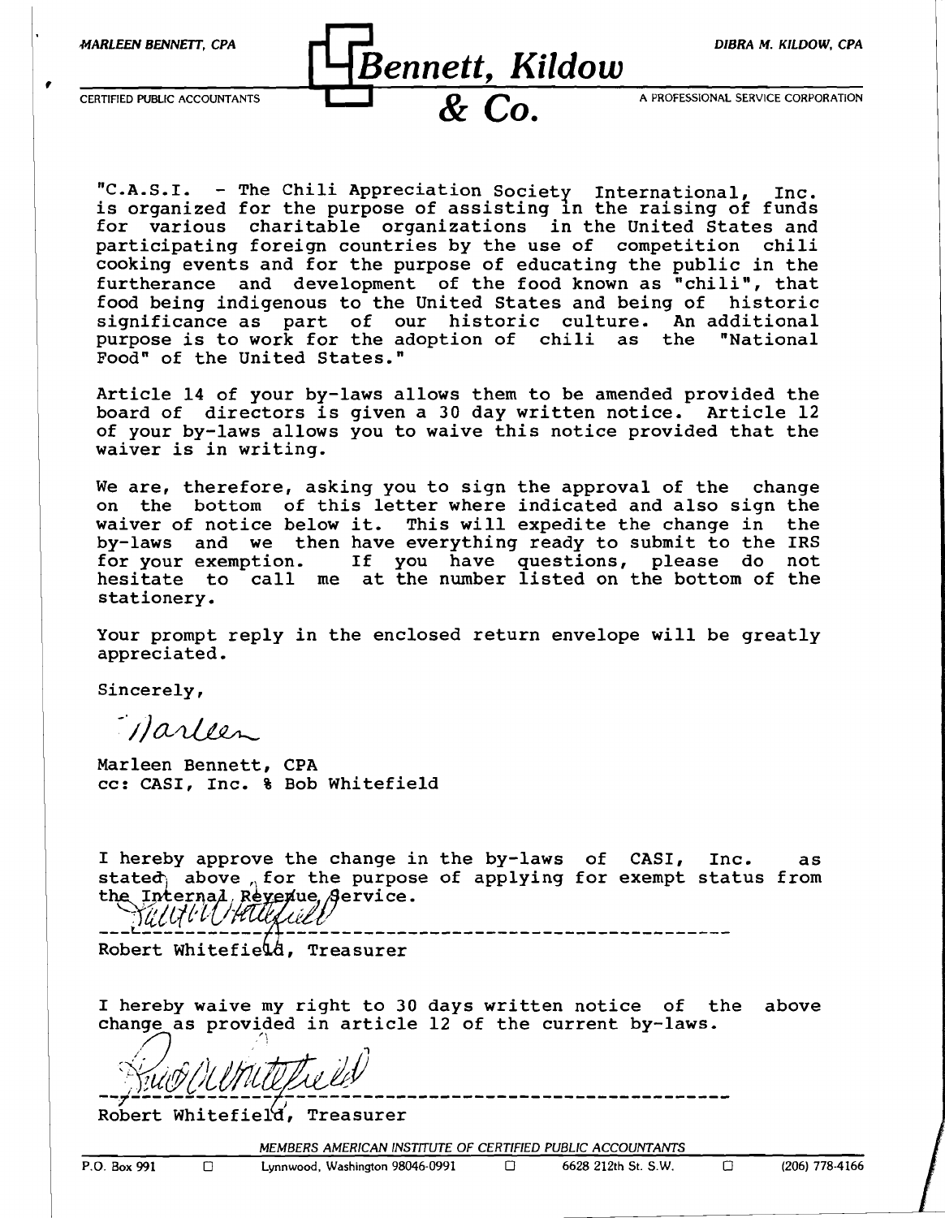MARLEEN BENNETT, CPA

**Bennett, Kildow & Co.**

DIBRA M. KILDOW, CPA

CERTIFIED PUBLIC ACCOUNTANTS

A PROFESSIONAL SERVICE CORPORATION

"C.A.S.I. - The Chili Appreciation Society International, Inc. is organized for the purpose of assisting in the raising of funds for various charitable organizations in the United States and participating foreign countries by the use of competition chili cooking events and for the purpose of educating the public in the furtherance and development of the food known as "chili", that food being indigenous to the United States and being of historic significance as part of our historic culture. An additional purpose is to work for the adoption of chili as the "National Food" of the United States."

Article 14 of your by-laws allows them to be amended provided the board of directors is given a 30 day written notice. Article 12 of your by-laws allows you to waive this notice provided that the waiver is in writing.

We are, therefore, asking you to sign the approval of the change on the bottom of this letter where indicated and also sign the waiver of notice below it. This will expedite the change in the by-laws and we then have everything ready to submit to the IRS for your exemption. If you have questions, please do not hesitate to call me at the number listed on the bottom of the stationery.

Your prompt reply in the enclosed return envelope will be greatly appreciated.

Sincerely,

Marleen

Marleen Bennett, CPA
cc: CASI, Inc. % Bob Whitefield

I hereby approve the change in the by-laws of CASI, Inc. as stated above for the purpose of applying for exempt status from the Internal Revenue Service.

Robert Whitefield

---------------------------------------------------
Robert Whitefield, Treasurer

I hereby waive my right to 30 days written notice of the above change as provided in article 12 of the current by-laws.

Robert Whitefield

---------------------------------------------------
Robert Whitefield, Treasurer

MEMBERS AMERICAN INSTITUTE OF CERTIFIED PUBLIC ACCOUNTANTS

P.O. Box 991 □ Lynnwood, Washington 98046-0991 □ 6628 212th St. S.W. □ (206) 778-4166